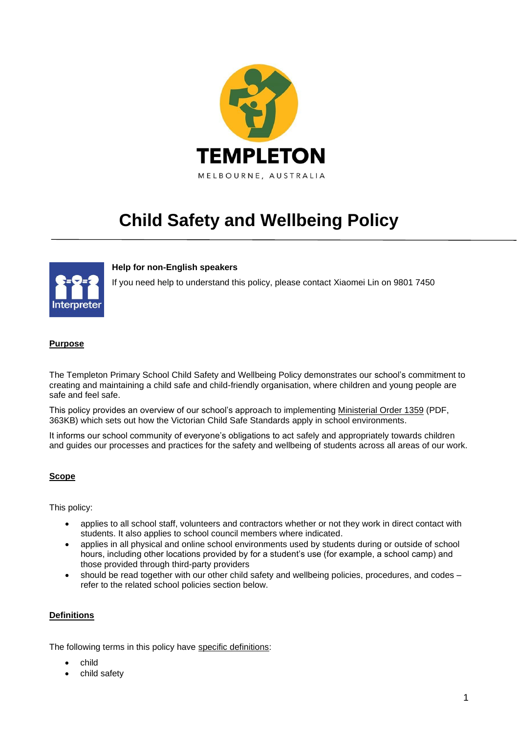TEMPLETON

MELBOURNE, AUSTRALIA

# Child Safety and Wellbeing Policy

**Help for non-English speakers**

If you need help to understand this policy, please contact Xiaomei Lin on 9801 7450

## Purpose

The Templeton Primary School Child Safety and Wellbeing Policy demonstrates our school's commitment to creating and maintaining a child safe and child-friendly organisation, where children and young people are safe and feel safe.

This policy provides an overview of our school's approach to implementing Ministerial Order 1359 (PDF, 363KB) which sets out how the Victorian Child Safe Standards apply in school environments.

It informs our school community of everyone's obligations to act safely and appropriately towards children and guides our processes and practices for the safety and wellbeing of students across all areas of our work.

## Scope

This policy:

- applies to all school staff, volunteers and contractors whether or not they work in direct contact with students. It also applies to school council members where indicated.
- applies in all physical and online school environments used by students during or outside of school hours, including other locations provided by for a student's use (for example, a school camp) and those provided through third-party providers
- should be read together with our other child safety and wellbeing policies, procedures, and codes – refer to the related school policies section below.

## Definitions

The following terms in this policy have specific definitions:

- child
- child safety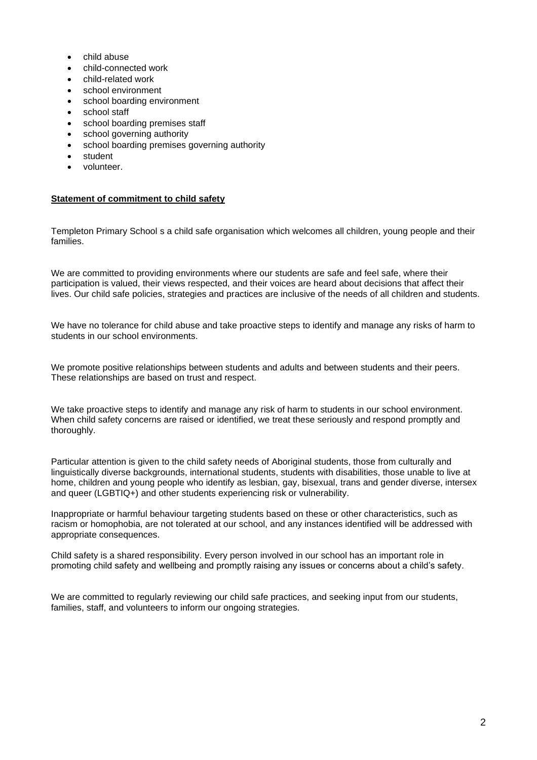- child abuse
- child-connected work
- child-related work
- school environment
- school boarding environment
- school staff
- school boarding premises staff
- school governing authority
- school boarding premises governing authority
- student
- volunteer.

**Statement of commitment to child safety**

Templeton Primary School s a child safe organisation which welcomes all children, young people and their families.

We are committed to providing environments where our students are safe and feel safe, where their participation is valued, their views respected, and their voices are heard about decisions that affect their lives. Our child safe policies, strategies and practices are inclusive of the needs of all children and students.

We have no tolerance for child abuse and take proactive steps to identify and manage any risks of harm to students in our school environments.

We promote positive relationships between students and adults and between students and their peers. These relationships are based on trust and respect.

We take proactive steps to identify and manage any risk of harm to students in our school environment. When child safety concerns are raised or identified, we treat these seriously and respond promptly and thoroughly.

Particular attention is given to the child safety needs of Aboriginal students, those from culturally and linguistically diverse backgrounds, international students, students with disabilities, those unable to live at home, children and young people who identify as lesbian, gay, bisexual, trans and gender diverse, intersex and queer (LGBTIQ+) and other students experiencing risk or vulnerability.

Inappropriate or harmful behaviour targeting students based on these or other characteristics, such as racism or homophobia, are not tolerated at our school, and any instances identified will be addressed with appropriate consequences.

Child safety is a shared responsibility. Every person involved in our school has an important role in promoting child safety and wellbeing and promptly raising any issues or concerns about a child's safety.

We are committed to regularly reviewing our child safe practices, and seeking input from our students, families, staff, and volunteers to inform our ongoing strategies.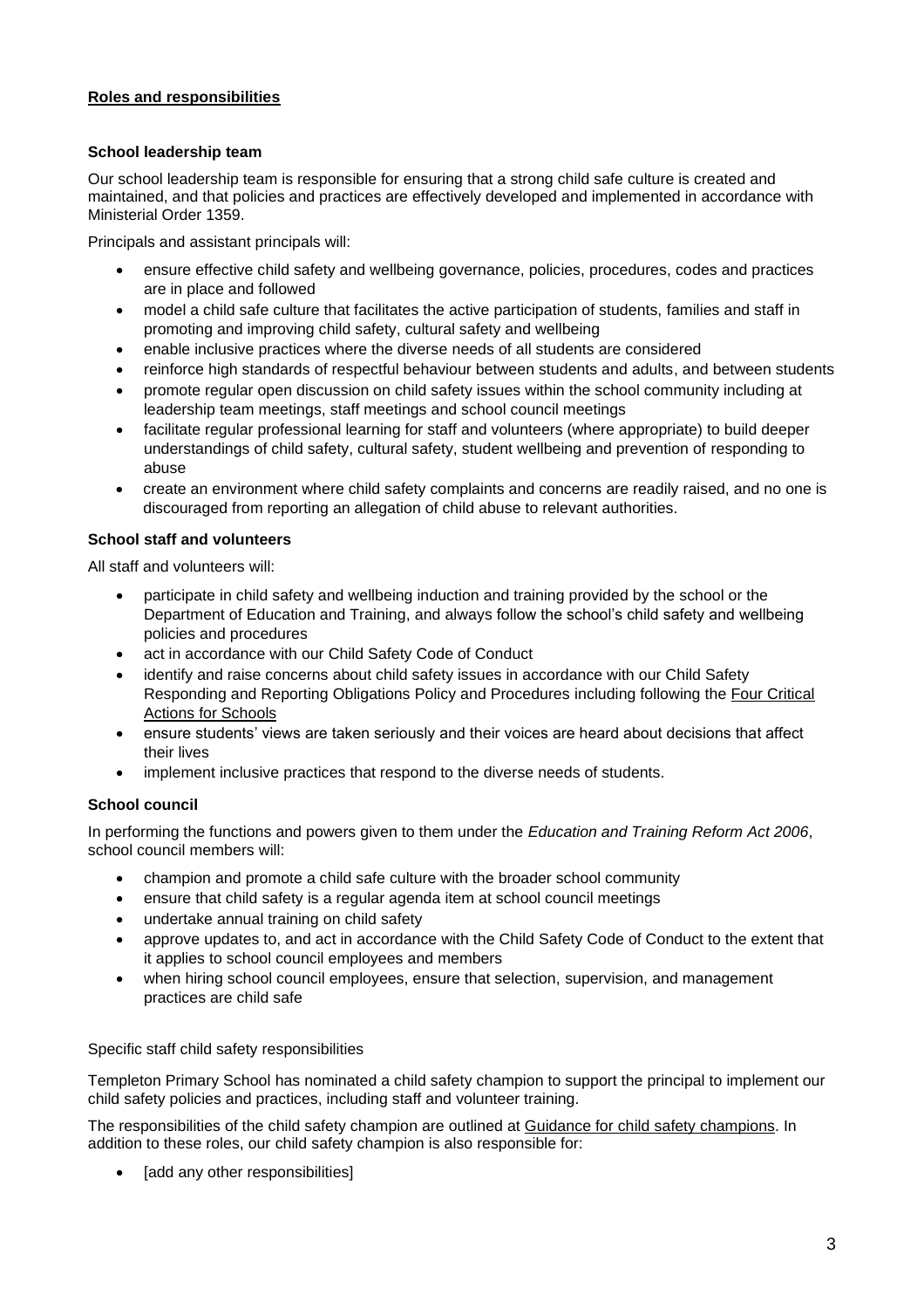## **Roles and responsibilities**

### School leadership team

Our school leadership team is responsible for ensuring that a strong child safe culture is created and maintained, and that policies and practices are effectively developed and implemented in accordance with Ministerial Order 1359.

Principals and assistant principals will:

- ensure effective child safety and wellbeing governance, policies, procedures, codes and practices are in place and followed
- model a child safe culture that facilitates the active participation of students, families and staff in promoting and improving child safety, cultural safety and wellbeing
- enable inclusive practices where the diverse needs of all students are considered
- reinforce high standards of respectful behaviour between students and adults, and between students
- promote regular open discussion on child safety issues within the school community including at leadership team meetings, staff meetings and school council meetings
- facilitate regular professional learning for staff and volunteers (where appropriate) to build deeper understandings of child safety, cultural safety, student wellbeing and prevention of responding to abuse
- create an environment where child safety complaints and concerns are readily raised, and no one is discouraged from reporting an allegation of child abuse to relevant authorities.

### School staff and volunteers

All staff and volunteers will:

- participate in child safety and wellbeing induction and training provided by the school or the Department of Education and Training, and always follow the school's child safety and wellbeing policies and procedures
- act in accordance with our Child Safety Code of Conduct
- identify and raise concerns about child safety issues in accordance with our Child Safety Responding and Reporting Obligations Policy and Procedures including following the Four Critical Actions for Schools
- ensure students' views are taken seriously and their voices are heard about decisions that affect their lives
- implement inclusive practices that respond to the diverse needs of students.

### School council

In performing the functions and powers given to them under the *Education and Training Reform Act 2006*, school council members will:

- champion and promote a child safe culture with the broader school community
- ensure that child safety is a regular agenda item at school council meetings
- undertake annual training on child safety
- approve updates to, and act in accordance with the Child Safety Code of Conduct to the extent that it applies to school council employees and members
- when hiring school council employees, ensure that selection, supervision, and management practices are child safe

Specific staff child safety responsibilities

Templeton Primary School has nominated a child safety champion to support the principal to implement our child safety policies and practices, including staff and volunteer training.

The responsibilities of the child safety champion are outlined at Guidance for child safety champions. In addition to these roles, our child safety champion is also responsible for:

- [add any other responsibilities]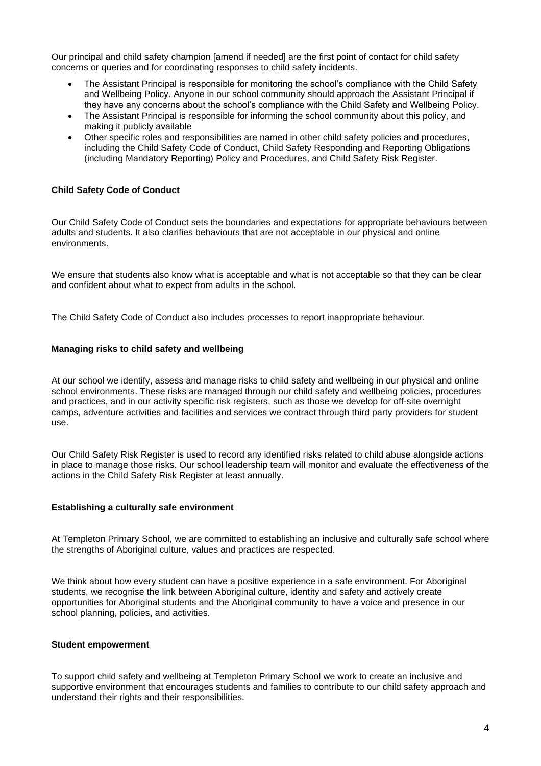Our principal and child safety champion [amend if needed] are the first point of contact for child safety concerns or queries and for coordinating responses to child safety incidents.

- The Assistant Principal is responsible for monitoring the school's compliance with the Child Safety and Wellbeing Policy. Anyone in our school community should approach the Assistant Principal if they have any concerns about the school's compliance with the Child Safety and Wellbeing Policy.
- The Assistant Principal is responsible for informing the school community about this policy, and making it publicly available
- Other specific roles and responsibilities are named in other child safety policies and procedures, including the Child Safety Code of Conduct, Child Safety Responding and Reporting Obligations (including Mandatory Reporting) Policy and Procedures, and Child Safety Risk Register.

**Child Safety Code of Conduct**

Our Child Safety Code of Conduct sets the boundaries and expectations for appropriate behaviours between adults and students. It also clarifies behaviours that are not acceptable in our physical and online environments.

We ensure that students also know what is acceptable and what is not acceptable so that they can be clear and confident about what to expect from adults in the school.

The Child Safety Code of Conduct also includes processes to report inappropriate behaviour.

**Managing risks to child safety and wellbeing**

At our school we identify, assess and manage risks to child safety and wellbeing in our physical and online school environments. These risks are managed through our child safety and wellbeing policies, procedures and practices, and in our activity specific risk registers, such as those we develop for off-site overnight camps, adventure activities and facilities and services we contract through third party providers for student use.

Our Child Safety Risk Register is used to record any identified risks related to child abuse alongside actions in place to manage those risks. Our school leadership team will monitor and evaluate the effectiveness of the actions in the Child Safety Risk Register at least annually.

**Establishing a culturally safe environment**

At Templeton Primary School, we are committed to establishing an inclusive and culturally safe school where the strengths of Aboriginal culture, values and practices are respected.

We think about how every student can have a positive experience in a safe environment. For Aboriginal students, we recognise the link between Aboriginal culture, identity and safety and actively create opportunities for Aboriginal students and the Aboriginal community to have a voice and presence in our school planning, policies, and activities.

**Student empowerment**

To support child safety and wellbeing at Templeton Primary School we work to create an inclusive and supportive environment that encourages students and families to contribute to our child safety approach and understand their rights and their responsibilities.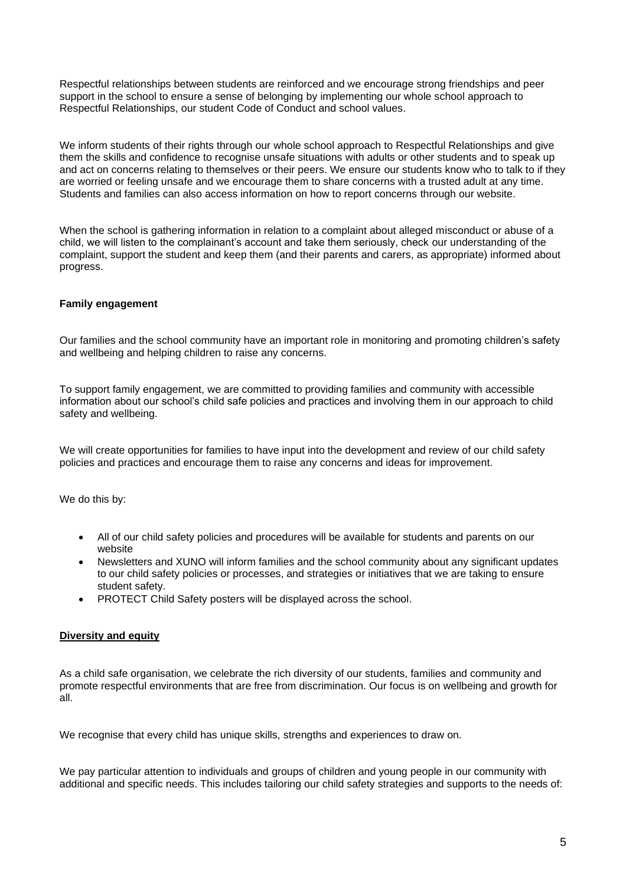Respectful relationships between students are reinforced and we encourage strong friendships and peer support in the school to ensure a sense of belonging by implementing our whole school approach to Respectful Relationships, our student Code of Conduct and school values.

We inform students of their rights through our whole school approach to Respectful Relationships and give them the skills and confidence to recognise unsafe situations with adults or other students and to speak up and act on concerns relating to themselves or their peers. We ensure our students know who to talk to if they are worried or feeling unsafe and we encourage them to share concerns with a trusted adult at any time. Students and families can also access information on how to report concerns through our website.

When the school is gathering information in relation to a complaint about alleged misconduct or abuse of a child, we will listen to the complainant's account and take them seriously, check our understanding of the complaint, support the student and keep them (and their parents and carers, as appropriate) informed about progress.

**Family engagement**

Our families and the school community have an important role in monitoring and promoting children's safety and wellbeing and helping children to raise any concerns.

To support family engagement, we are committed to providing families and community with accessible information about our school's child safe policies and practices and involving them in our approach to child safety and wellbeing.

We will create opportunities for families to have input into the development and review of our child safety policies and practices and encourage them to raise any concerns and ideas for improvement.

We do this by:

- All of our child safety policies and procedures will be available for students and parents on our website
- Newsletters and XUNO will inform families and the school community about any significant updates to our child safety policies or processes, and strategies or initiatives that we are taking to ensure student safety.
- PROTECT Child Safety posters will be displayed across the school.

**Diversity and equity**

As a child safe organisation, we celebrate the rich diversity of our students, families and community and promote respectful environments that are free from discrimination. Our focus is on wellbeing and growth for all.

We recognise that every child has unique skills, strengths and experiences to draw on.

We pay particular attention to individuals and groups of children and young people in our community with additional and specific needs. This includes tailoring our child safety strategies and supports to the needs of: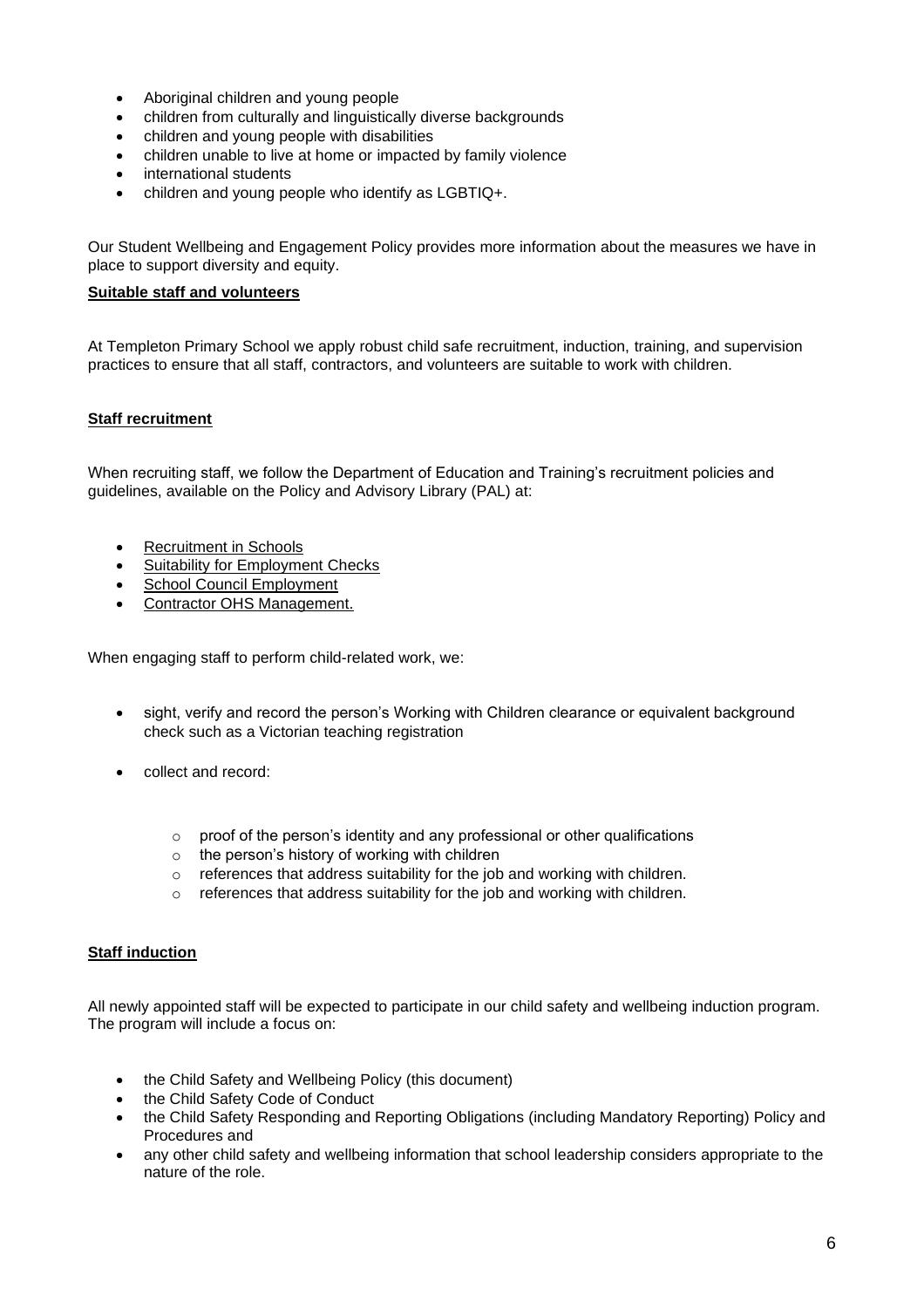- Aboriginal children and young people
- children from culturally and linguistically diverse backgrounds
- children and young people with disabilities
- children unable to live at home or impacted by family violence
- international students
- children and young people who identify as LGBTIQ+.

Our Student Wellbeing and Engagement Policy provides more information about the measures we have in place to support diversity and equity.

**Suitable staff and volunteers**

At Templeton Primary School we apply robust child safe recruitment, induction, training, and supervision practices to ensure that all staff, contractors, and volunteers are suitable to work with children.

**Staff recruitment**

When recruiting staff, we follow the Department of Education and Training's recruitment policies and guidelines, available on the Policy and Advisory Library (PAL) at:

- Recruitment in Schools
- Suitability for Employment Checks
- School Council Employment
- Contractor OHS Management.

When engaging staff to perform child-related work, we:

- sight, verify and record the person's Working with Children clearance or equivalent background check such as a Victorian teaching registration
- collect and record:
  - proof of the person's identity and any professional or other qualifications
  - the person's history of working with children
  - references that address suitability for the job and working with children.
  - references that address suitability for the job and working with children.

**Staff induction**

All newly appointed staff will be expected to participate in our child safety and wellbeing induction program. The program will include a focus on:

- the Child Safety and Wellbeing Policy (this document)
- the Child Safety Code of Conduct
- the Child Safety Responding and Reporting Obligations (including Mandatory Reporting) Policy and Procedures and
- any other child safety and wellbeing information that school leadership considers appropriate to the nature of the role.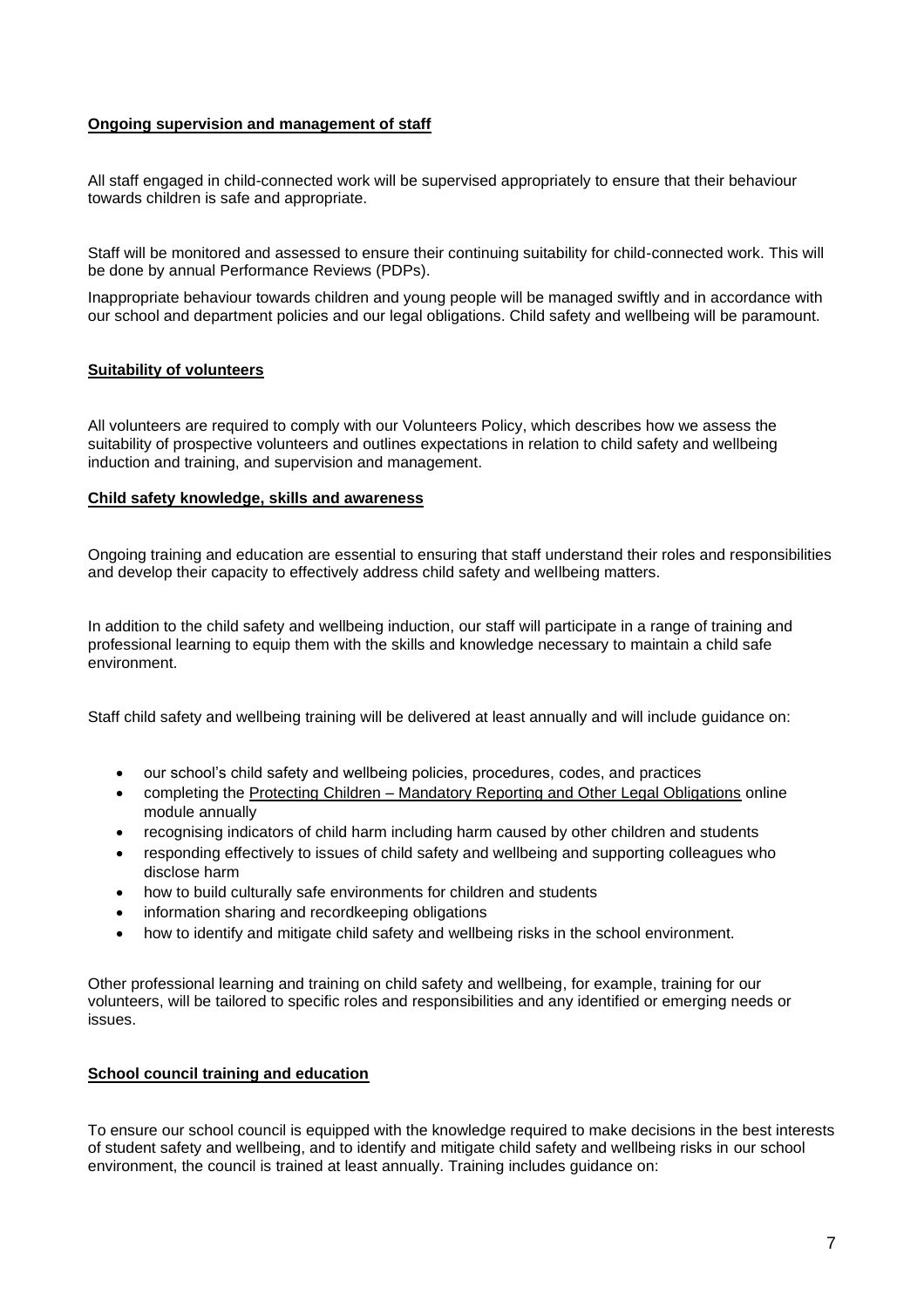**Ongoing supervision and management of staff**

All staff engaged in child-connected work will be supervised appropriately to ensure that their behaviour towards children is safe and appropriate.

Staff will be monitored and assessed to ensure their continuing suitability for child-connected work. This will be done by annual Performance Reviews (PDPs).

Inappropriate behaviour towards children and young people will be managed swiftly and in accordance with our school and department policies and our legal obligations. Child safety and wellbeing will be paramount.

**Suitability of volunteers**

All volunteers are required to comply with our Volunteers Policy, which describes how we assess the suitability of prospective volunteers and outlines expectations in relation to child safety and wellbeing induction and training, and supervision and management.

**Child safety knowledge, skills and awareness**

Ongoing training and education are essential to ensuring that staff understand their roles and responsibilities and develop their capacity to effectively address child safety and wellbeing matters.

In addition to the child safety and wellbeing induction, our staff will participate in a range of training and professional learning to equip them with the skills and knowledge necessary to maintain a child safe environment.

Staff child safety and wellbeing training will be delivered at least annually and will include guidance on:

- our school's child safety and wellbeing policies, procedures, codes, and practices
- completing the Protecting Children – Mandatory Reporting and Other Legal Obligations online module annually
- recognising indicators of child harm including harm caused by other children and students
- responding effectively to issues of child safety and wellbeing and supporting colleagues who disclose harm
- how to build culturally safe environments for children and students
- information sharing and recordkeeping obligations
- how to identify and mitigate child safety and wellbeing risks in the school environment.

Other professional learning and training on child safety and wellbeing, for example, training for our volunteers, will be tailored to specific roles and responsibilities and any identified or emerging needs or issues.

**School council training and education**

To ensure our school council is equipped with the knowledge required to make decisions in the best interests of student safety and wellbeing, and to identify and mitigate child safety and wellbeing risks in our school environment, the council is trained at least annually. Training includes guidance on: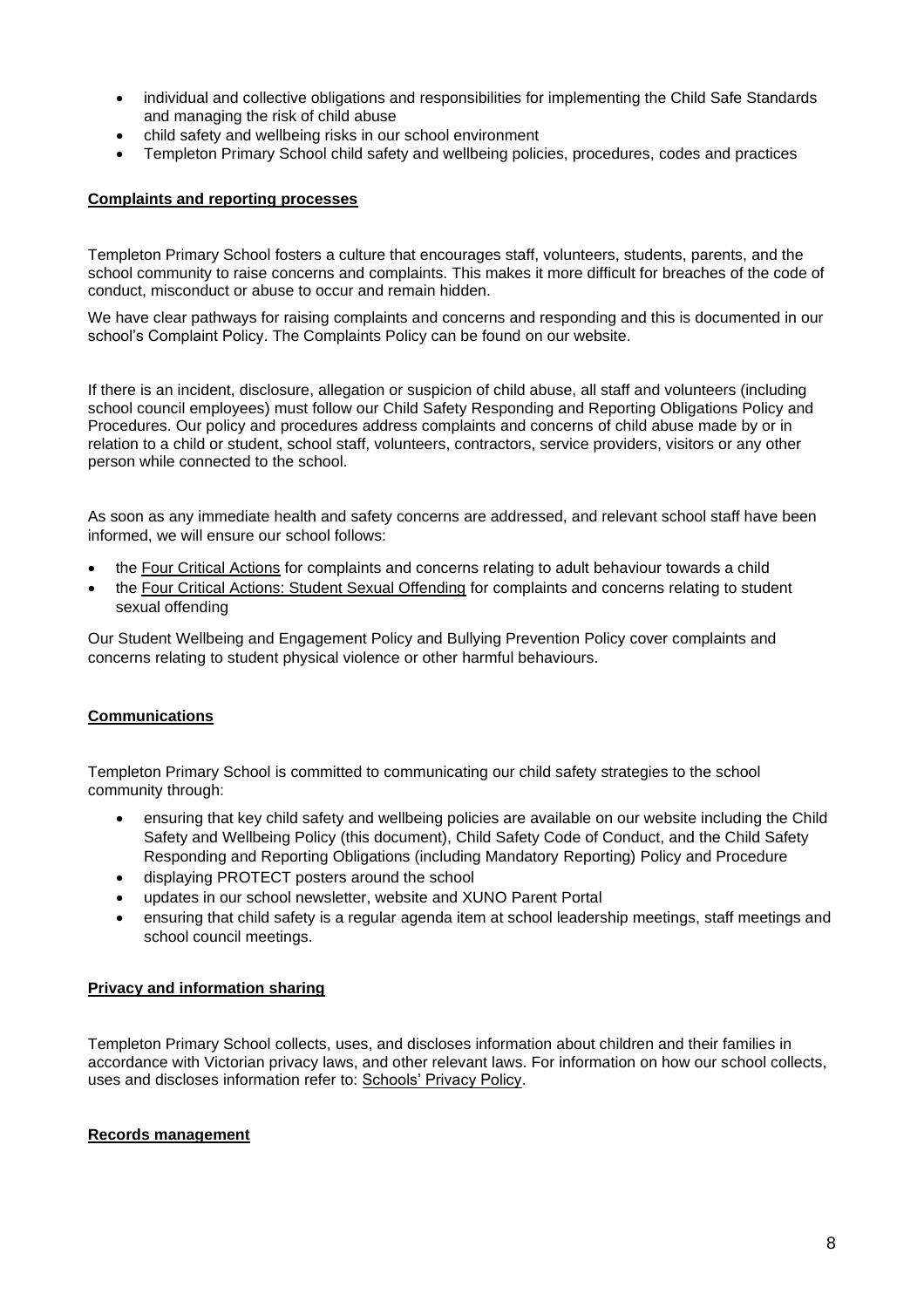- individual and collective obligations and responsibilities for implementing the Child Safe Standards and managing the risk of child abuse
- child safety and wellbeing risks in our school environment
- Templeton Primary School child safety and wellbeing policies, procedures, codes and practices

**Complaints and reporting processes**

Templeton Primary School fosters a culture that encourages staff, volunteers, students, parents, and the school community to raise concerns and complaints. This makes it more difficult for breaches of the code of conduct, misconduct or abuse to occur and remain hidden.

We have clear pathways for raising complaints and concerns and responding and this is documented in our school's Complaint Policy. The Complaints Policy can be found on our website.

If there is an incident, disclosure, allegation or suspicion of child abuse, all staff and volunteers (including school council employees) must follow our Child Safety Responding and Reporting Obligations Policy and Procedures. Our policy and procedures address complaints and concerns of child abuse made by or in relation to a child or student, school staff, volunteers, contractors, service providers, visitors or any other person while connected to the school.

As soon as any immediate health and safety concerns are addressed, and relevant school staff have been informed, we will ensure our school follows:

- the Four Critical Actions for complaints and concerns relating to adult behaviour towards a child
- the Four Critical Actions: Student Sexual Offending for complaints and concerns relating to student sexual offending

Our Student Wellbeing and Engagement Policy and Bullying Prevention Policy cover complaints and concerns relating to student physical violence or other harmful behaviours.

**Communications**

Templeton Primary School is committed to communicating our child safety strategies to the school community through:

- ensuring that key child safety and wellbeing policies are available on our website including the Child Safety and Wellbeing Policy (this document), Child Safety Code of Conduct, and the Child Safety Responding and Reporting Obligations (including Mandatory Reporting) Policy and Procedure
- displaying PROTECT posters around the school
- updates in our school newsletter, website and XUNO Parent Portal
- ensuring that child safety is a regular agenda item at school leadership meetings, staff meetings and school council meetings.

**Privacy and information sharing**

Templeton Primary School collects, uses, and discloses information about children and their families in accordance with Victorian privacy laws, and other relevant laws. For information on how our school collects, uses and discloses information refer to: Schools' Privacy Policy.

**Records management**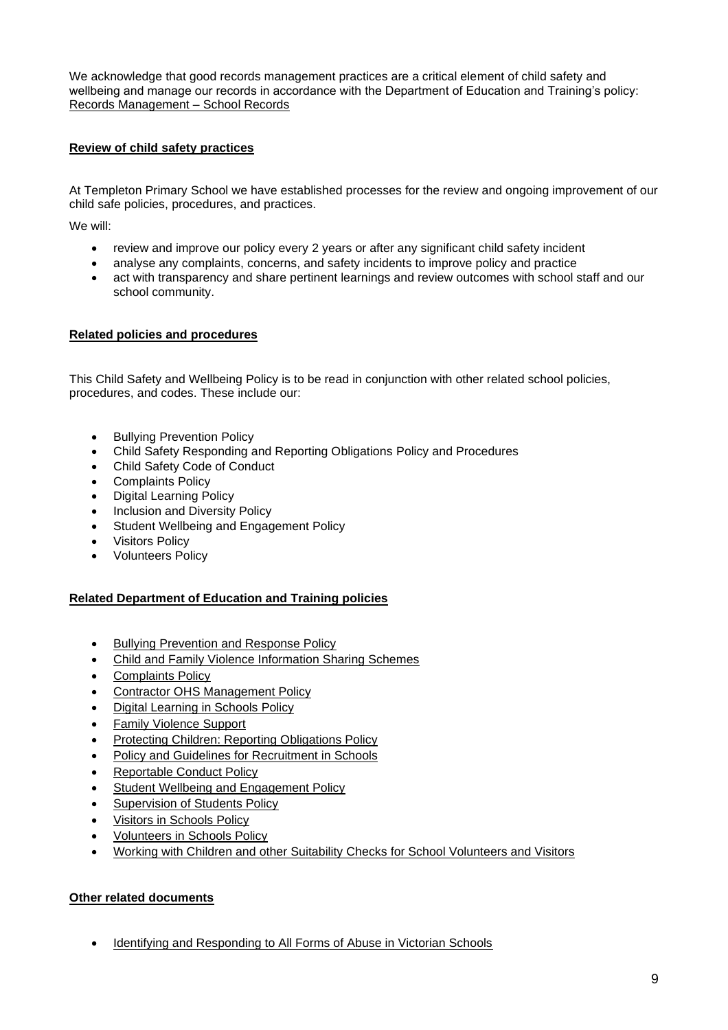We acknowledge that good records management practices are a critical element of child safety and wellbeing and manage our records in accordance with the Department of Education and Training's policy: Records Management – School Records

## Review of child safety practices

At Templeton Primary School we have established processes for the review and ongoing improvement of our child safe policies, procedures, and practices.

We will:

- review and improve our policy every 2 years or after any significant child safety incident
- analyse any complaints, concerns, and safety incidents to improve policy and practice
- act with transparency and share pertinent learnings and review outcomes with school staff and our school community.

## Related policies and procedures

This Child Safety and Wellbeing Policy is to be read in conjunction with other related school policies, procedures, and codes. These include our:

- Bullying Prevention Policy
- Child Safety Responding and Reporting Obligations Policy and Procedures
- Child Safety Code of Conduct
- Complaints Policy
- Digital Learning Policy
- Inclusion and Diversity Policy
- Student Wellbeing and Engagement Policy
- Visitors Policy
- Volunteers Policy

## Related Department of Education and Training policies

- Bullying Prevention and Response Policy
- Child and Family Violence Information Sharing Schemes
- Complaints Policy
- Contractor OHS Management Policy
- Digital Learning in Schools Policy
- Family Violence Support
- Protecting Children: Reporting Obligations Policy
- Policy and Guidelines for Recruitment in Schools
- Reportable Conduct Policy
- Student Wellbeing and Engagement Policy
- Supervision of Students Policy
- Visitors in Schools Policy
- Volunteers in Schools Policy
- Working with Children and other Suitability Checks for School Volunteers and Visitors

## Other related documents

- Identifying and Responding to All Forms of Abuse in Victorian Schools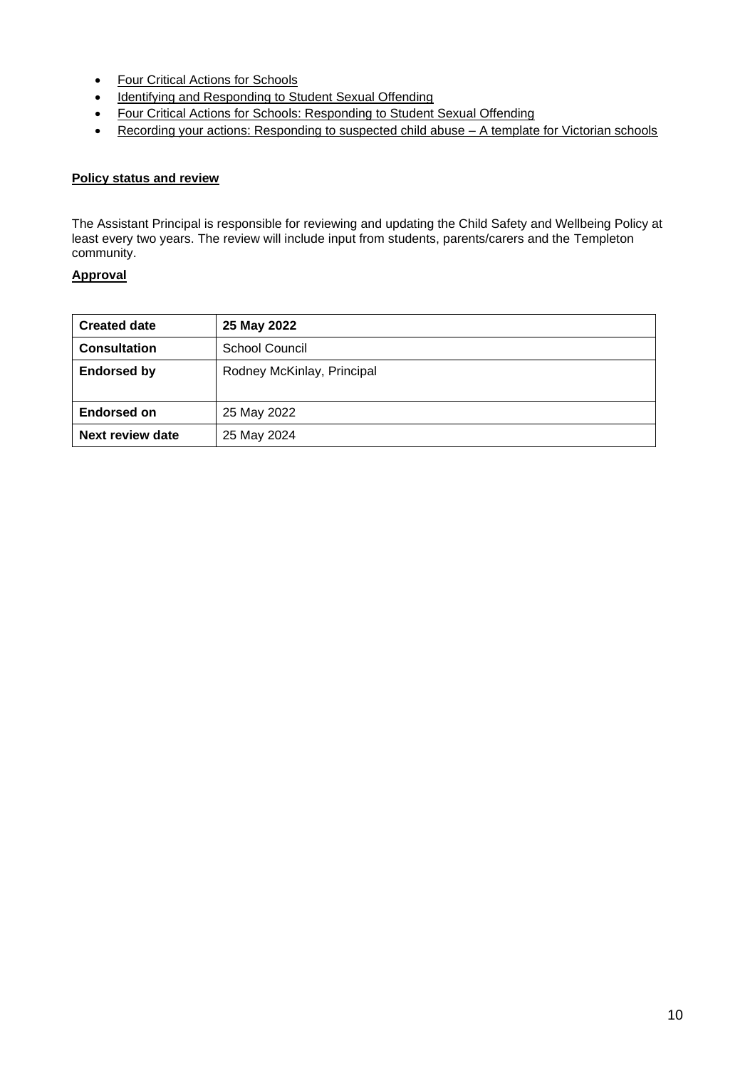- Four Critical Actions for Schools
- Identifying and Responding to Student Sexual Offending
- Four Critical Actions for Schools: Responding to Student Sexual Offending
- Recording your actions: Responding to suspected child abuse – A template for Victorian schools

**Policy status and review**

The Assistant Principal is responsible for reviewing and updating the Child Safety and Wellbeing Policy at least every two years. The review will include input from students, parents/carers and the Templeton community.

**Approval**

| | |
|---|---|
| **Created date** | **25 May 2022** |
| **Consultation** | School Council |
| **Endorsed by** | Rodney McKinlay, Principal |
| **Endorsed on** | 25 May 2022 |
| **Next review date** | 25 May 2024 |